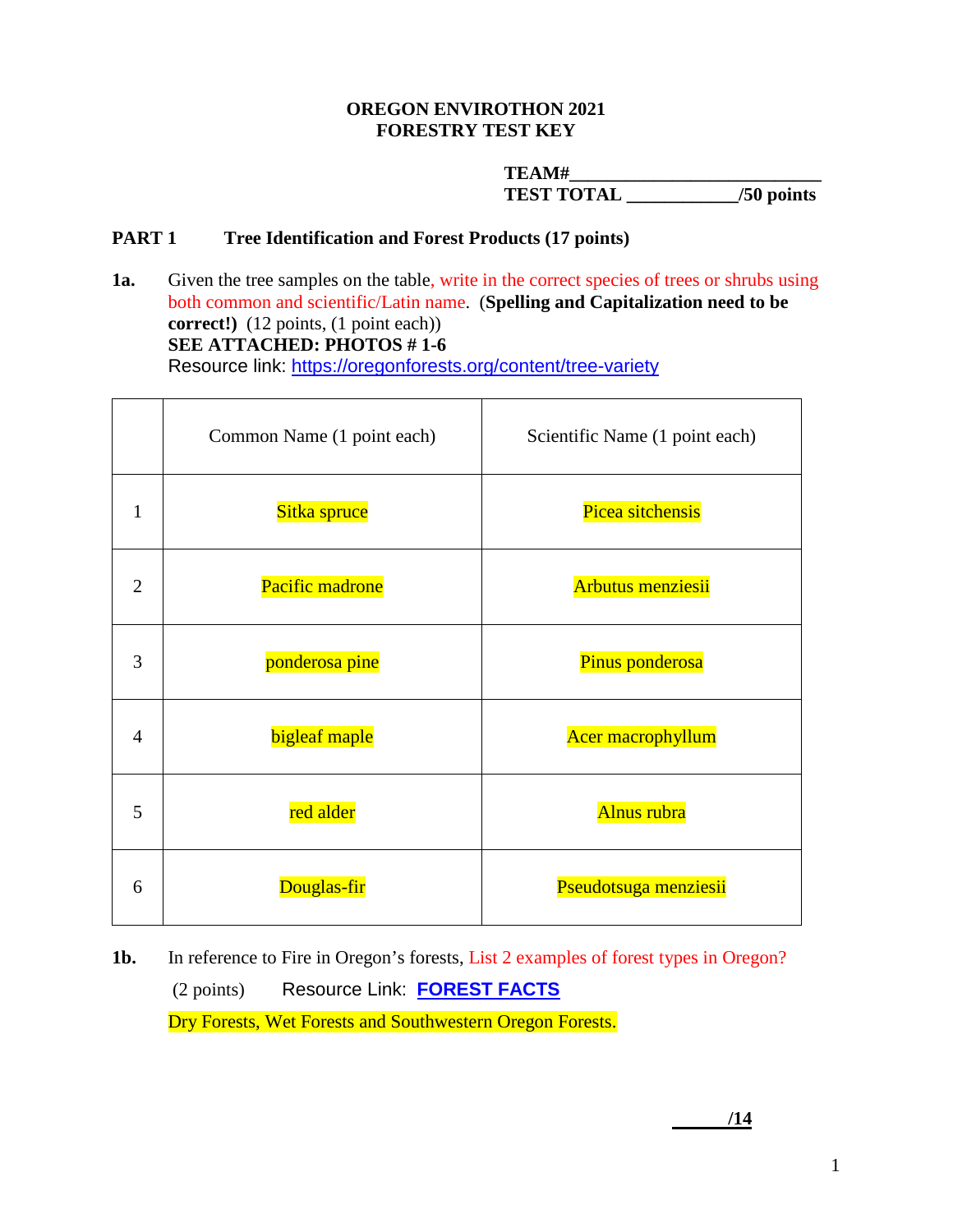**OREGON ENVIROTHON 2021**
**FORESTRY TEST KEY**

**TEAM#**___________________________
**TEST TOTAL** ___________**/50 points**

## PART 1 Tree Identification and Forest Products (17 points)

**1a.** Given the tree samples on the table, write in the correct species of trees or shrubs using both common and scientific/Latin name. (**Spelling and Capitalization need to be correct!**) (12 points, (1 point each))
**SEE ATTACHED: PHOTOS # 1-6**
Resource link: https://oregonforests.org/content/tree-variety

| | Common Name (1 point each) | Scientific Name (1 point each) |
|---|---|---|
| 1 | Sitka spruce | Picea sitchensis |
| 2 | Pacific madrone | Arbutus menziesii |
| 3 | ponderosa pine | Pinus ponderosa |
| 4 | bigleaf maple | Acer macrophyllum |
| 5 | red alder | Alnus rubra |
| 6 | Douglas-fir | Pseudotsuga menziesii |

**1b.** In reference to Fire in Oregon's forests, List 2 examples of forest types in Oregon?
(2 points) Resource Link: **FOREST FACTS**

Dry Forests, Wet Forests and Southwestern Oregon Forests.

______**/14**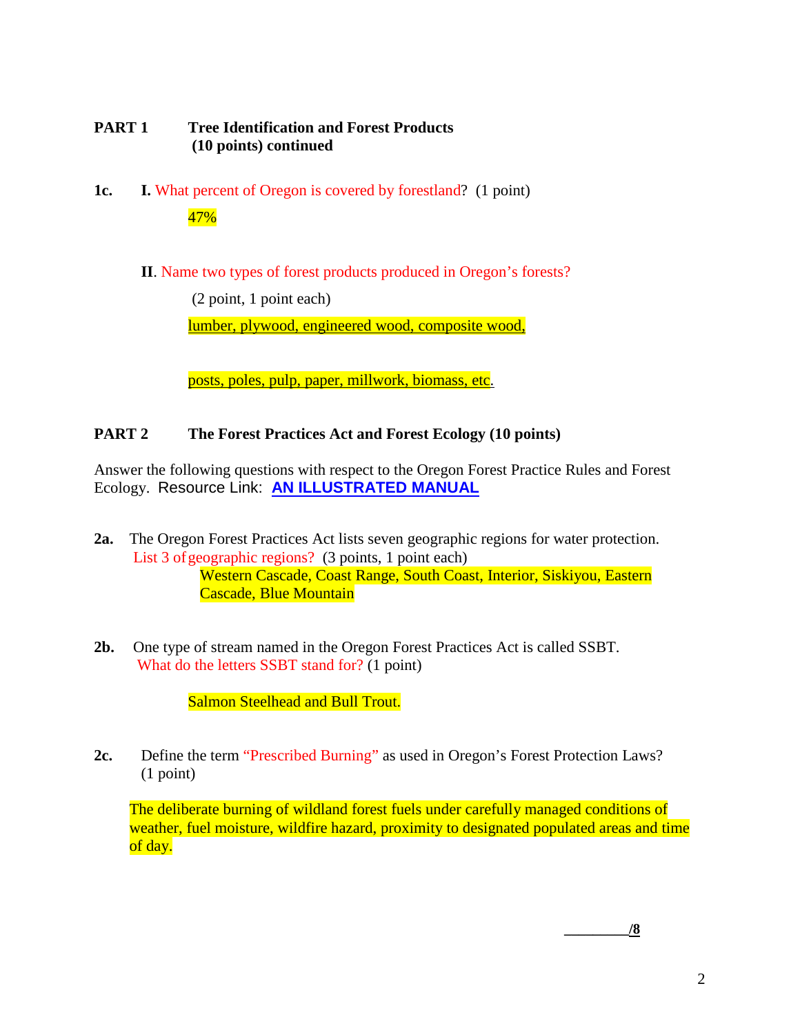**PART 1 Tree Identification and Forest Products (10 points) continued**

**1c.** **I.** What percent of Oregon is covered by forestland? (1 point)

47%

**II**. Name two types of forest products produced in Oregon's forests?

(2 point, 1 point each)

lumber, plywood, engineered wood, composite wood,

posts, poles, pulp, paper, millwork, biomass, etc.

**PART 2 The Forest Practices Act and Forest Ecology (10 points)**

Answer the following questions with respect to the Oregon Forest Practice Rules and Forest Ecology. Resource Link: **AN ILLUSTRATED MANUAL**

**2a.** The Oregon Forest Practices Act lists seven geographic regions for water protection. List 3 of geographic regions? (3 points, 1 point each)

Western Cascade, Coast Range, South Coast, Interior, Siskiyou, Eastern Cascade, Blue Mountain

**2b.** One type of stream named in the Oregon Forest Practices Act is called SSBT. What do the letters SSBT stand for? (1 point)

Salmon Steelhead and Bull Trout.

**2c.** Define the term "Prescribed Burning" as used in Oregon's Forest Protection Laws? (1 point)

The deliberate burning of wildland forest fuels under carefully managed conditions of weather, fuel moisture, wildfire hazard, proximity to designated populated areas and time of day.

________/8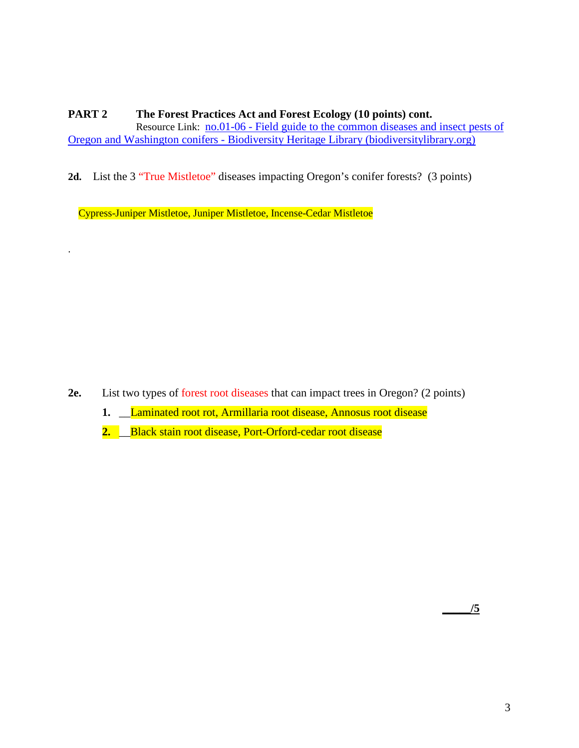**PART 2 The Forest Practices Act and Forest Ecology (10 points) cont.**

Resource Link: [no.01-06 - Field guide to the common diseases and insect pests of Oregon and Washington conifers - Biodiversity Heritage Library (biodiversitylibrary.org)]()

**2d.** List the 3 "True Mistletoe" diseases impacting Oregon's conifer forests? (3 points)

Cypress-Juniper Mistletoe, Juniper Mistletoe, Incense-Cedar Mistletoe

.

**2e.** List two types of forest root diseases that can impact trees in Oregon? (2 points)

**1.** __Laminated root rot, Armillaria root disease, Annosus root disease

**2.** __Black stain root disease, Port-Orford-cedar root disease

**____/5**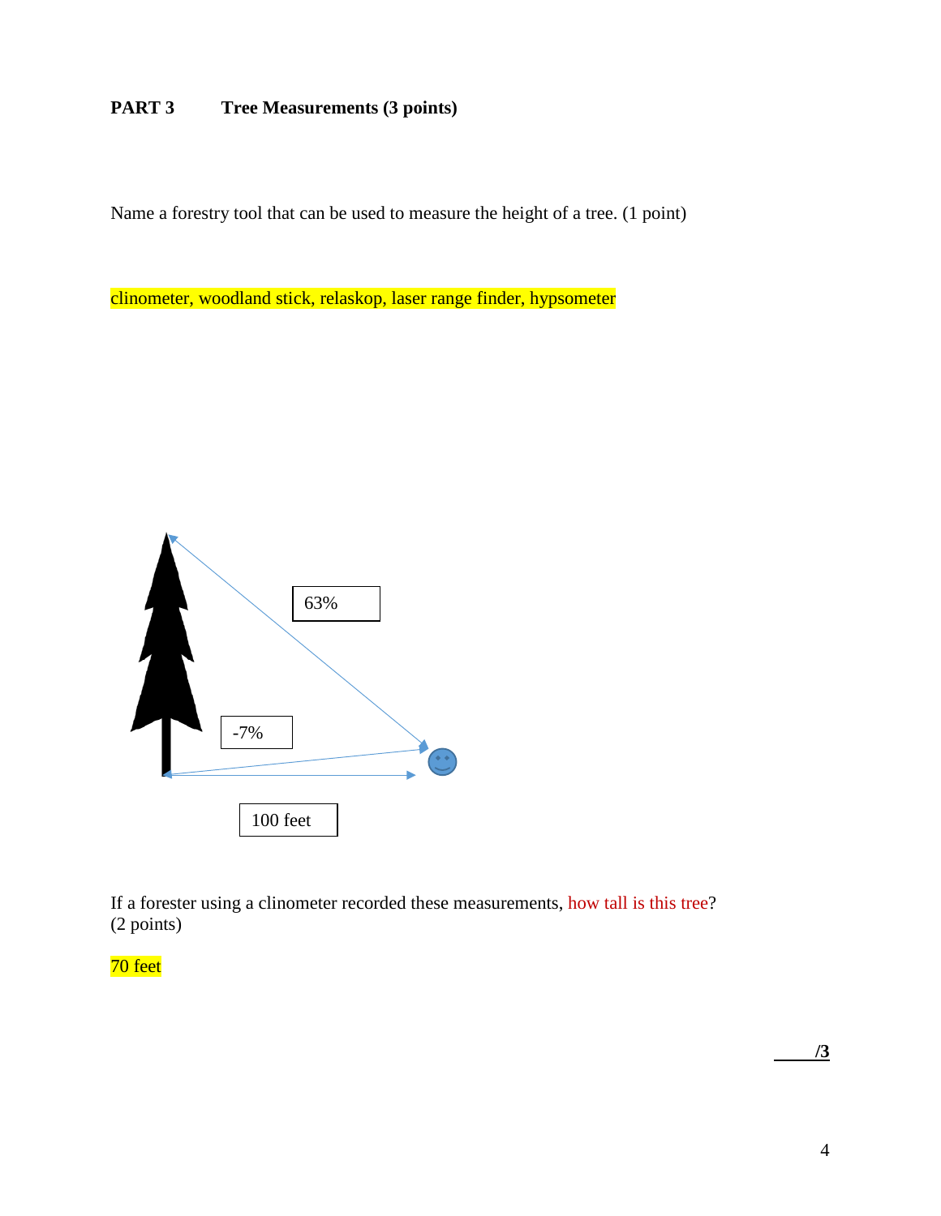**PART 3 Tree Measurements (3 points)**

Name a forestry tool that can be used to measure the height of a tree. (1 point)

clinometer, woodland stick, relaskop, laser range finder, hypsometer

63%

-7%

100 feet

If a forester using a clinometer recorded these measurements, how tall is this tree? (2 points)

70 feet

/3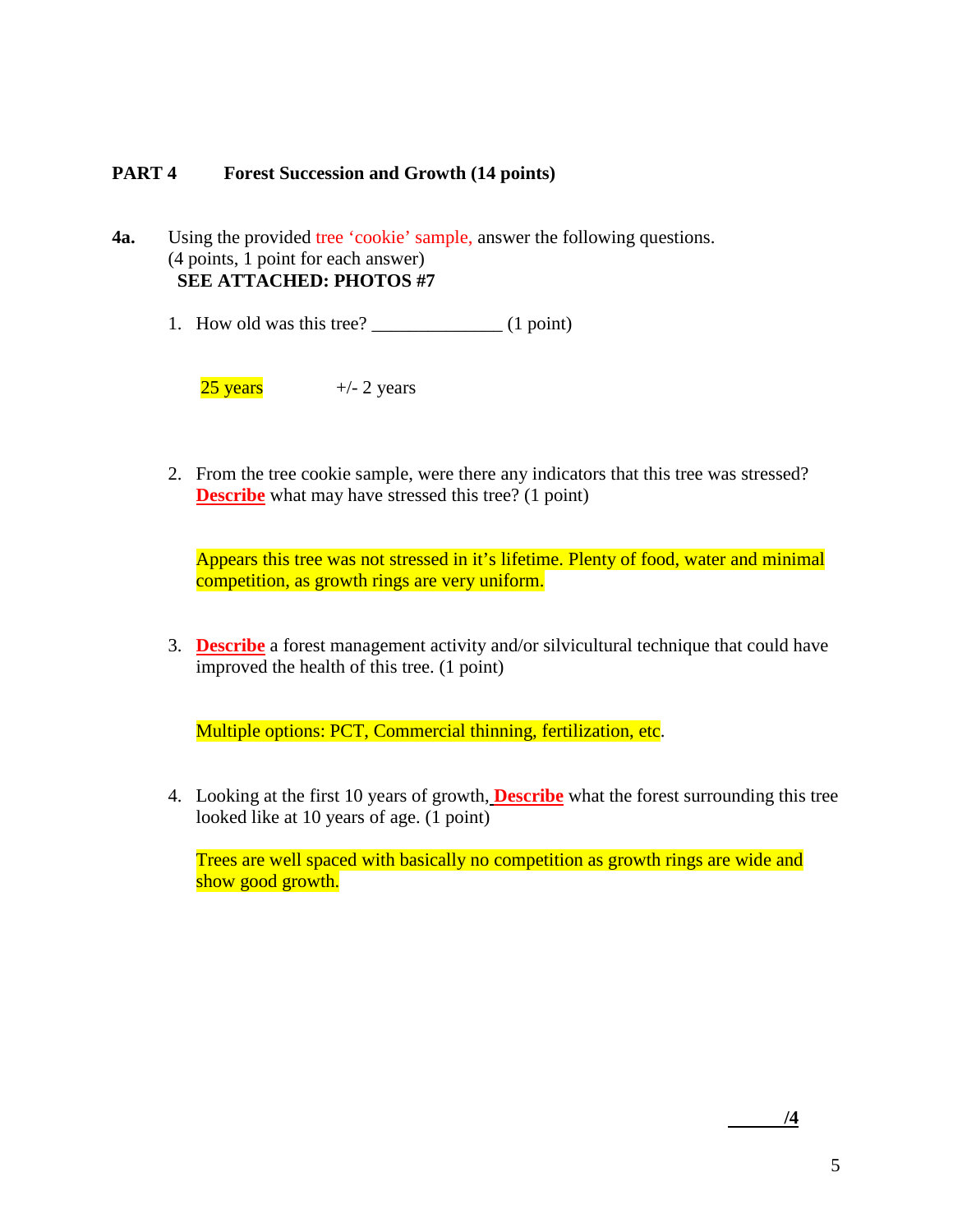## PART 4 Forest Succession and Growth (14 points)

**4a.** Using the provided tree 'cookie' sample, answer the following questions. (4 points, 1 point for each answer)
**SEE ATTACHED: PHOTOS #7**

1. How old was this tree? ______________ (1 point)

   25 years +/- 2 years

2. From the tree cookie sample, were there any indicators that this tree was stressed? **Describe** what may have stressed this tree? (1 point)

   Appears this tree was not stressed in it's lifetime. Plenty of food, water and minimal competition, as growth rings are very uniform.

3. **Describe** a forest management activity and/or silvicultural technique that could have improved the health of this tree. (1 point)

   Multiple options: PCT, Commercial thinning, fertilization, etc.

4. Looking at the first 10 years of growth, **Describe** what the forest surrounding this tree looked like at 10 years of age. (1 point)

   Trees are well spaced with basically no competition as growth rings are wide and show good growth.

**_____/4**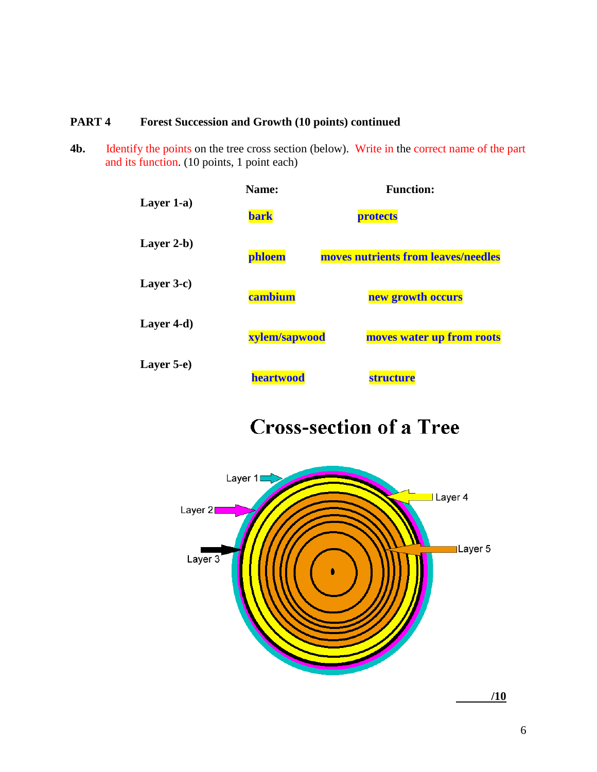**PART 4 Forest Succession and Growth (10 points) continued**

**4b.** Identify the points on the tree cross section (below). Write in the correct name of the part and its function. (10 points, 1 point each)

| | Name: | Function: |
|---|---|---|
| **Layer 1-a)** | **bark** | **protects** |
| **Layer 2-b)** | **phloem** | **moves nutrients from leaves/needles** |
| **Layer 3-c)** | **cambium** | **new growth occurs** |
| **Layer 4-d)** | **xylem/sapwood** | **moves water up from roots** |
| **Layer 5-e)** | **heartwood** | **structure** |

## Cross-section of a Tree

Layer 1

Layer 2

Layer 3

Layer 4

Layer 5

**______/10**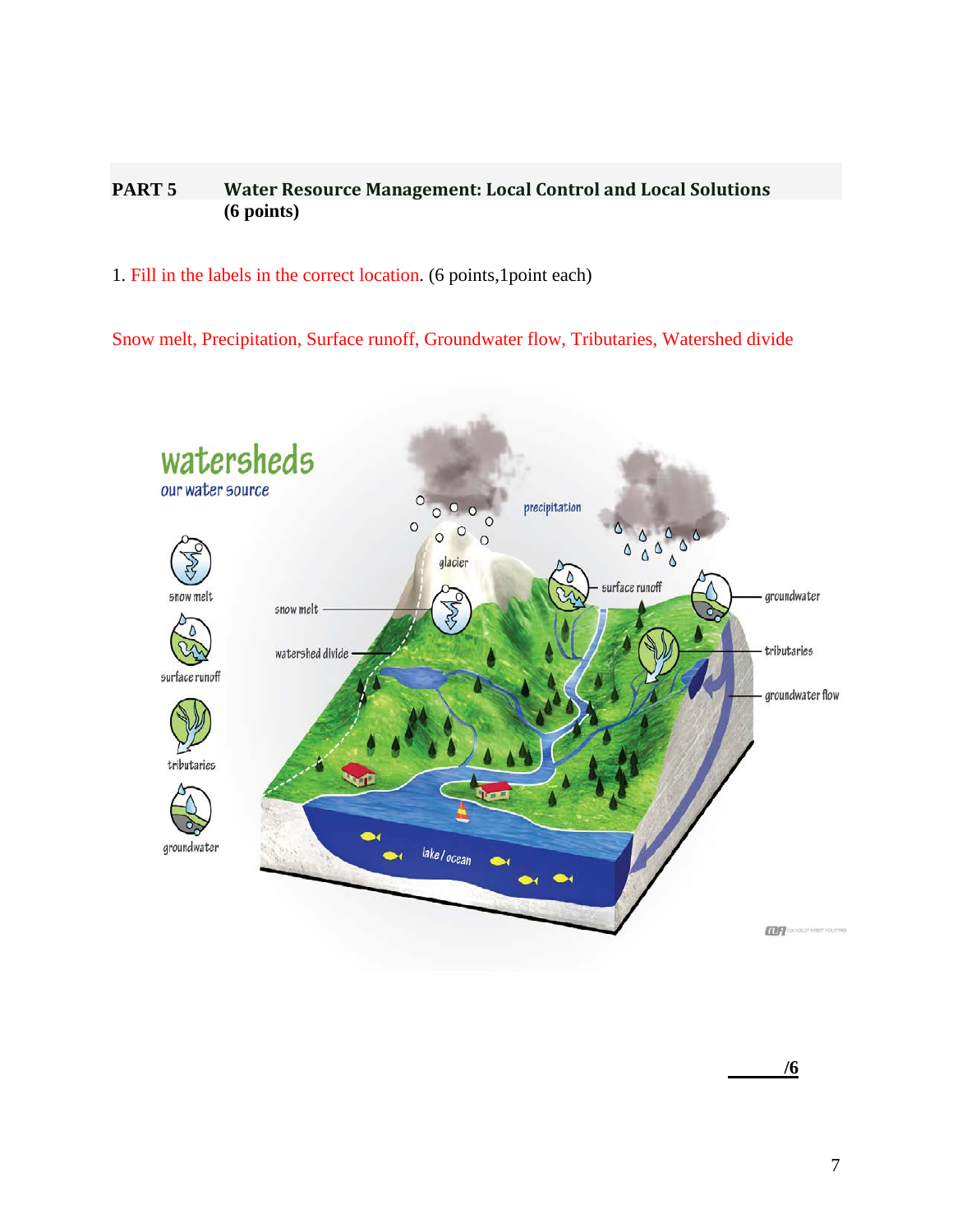## PART 5 Water Resource Management: Local Control and Local Solutions (6 points)

1. Fill in the labels in the correct location. (6 points,1point each)

Snow melt, Precipitation, Surface runoff, Groundwater flow, Tributaries, Watershed divide

watersheds

our water source

snow melt

surface runoff

tributaries

groundwater

precipitation

glacier

snow melt

watershed divide

surface runoff

groundwater

tributaries

groundwater flow

lake / ocean

______/6